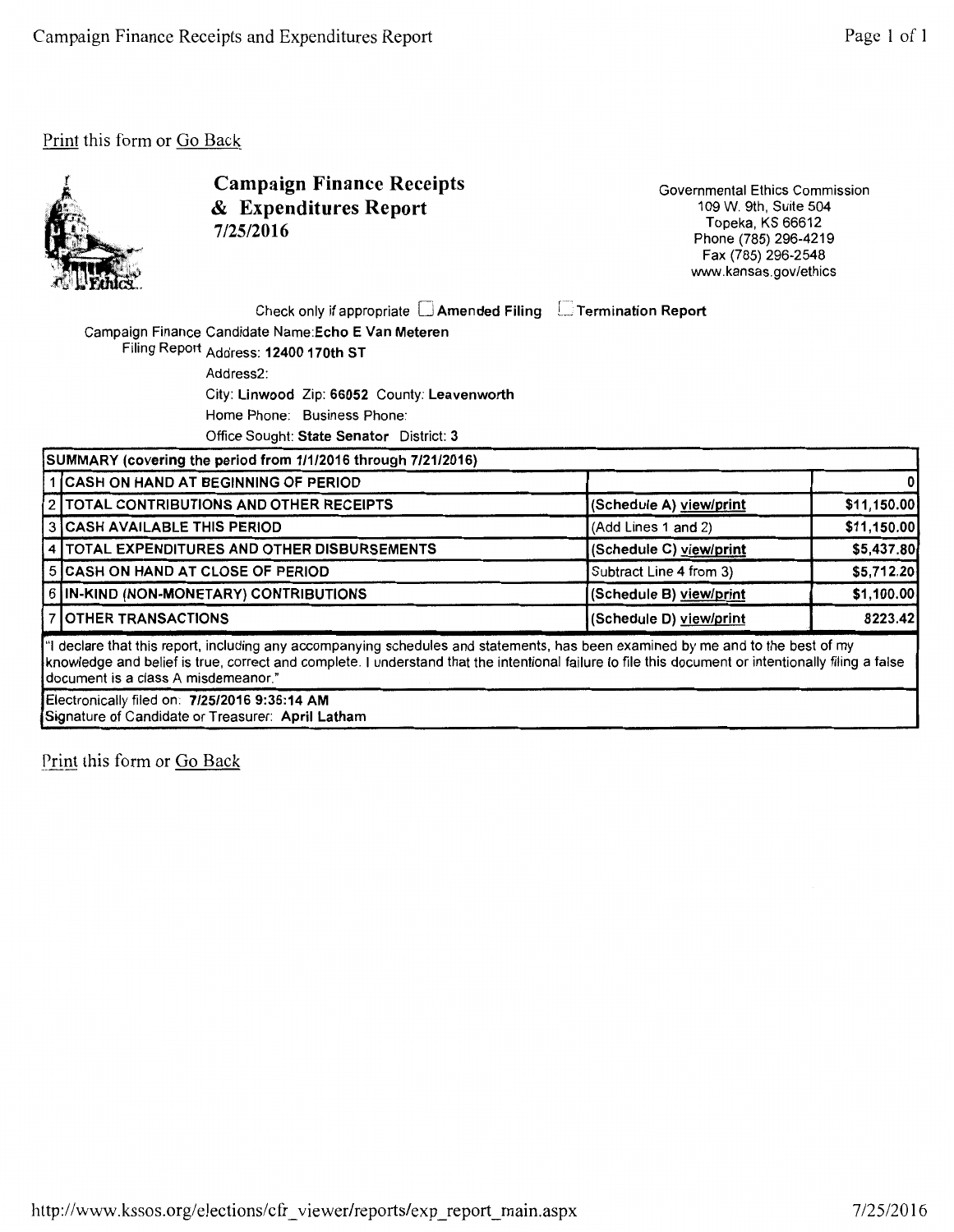Print this form or Go Back

# Campaign Finance Receipts & Expenditures Report
7/25/2016

Governmental Ethics Commission
109 W. 9th, Suite 504
Topeka, KS 66612
Phone (785) 296-4219
Fax (785) 296-2548
www.kansas.gov/ethics

Check only if appropriate ☐ **Amended Filing** ☐ **Termination Report**

Campaign Finance Candidate Name: **Echo E Van Meteren**
Filing Report Address: **12400 170th ST**
Address2:
City: **Linwood** Zip: **66052** County: **Leavenworth**
Home Phone: Business Phone:
Office Sought: **State Senator** District: **3**

| **SUMMARY (covering the period from 1/1/2016 through 7/21/2016)** | | | |
|---|---|---|---|
| 1 | **CASH ON HAND AT BEGINNING OF PERIOD** | | 0 |
| 2 | **TOTAL CONTRIBUTIONS AND OTHER RECEIPTS** | (Schedule A) view/print | $11,150.00 |
| 3 | **CASH AVAILABLE THIS PERIOD** | (Add Lines 1 and 2) | $11,150.00 |
| 4 | **TOTAL EXPENDITURES AND OTHER DISBURSEMENTS** | (Schedule C) view/print | $5,437.80 |
| 5 | **CASH ON HAND AT CLOSE OF PERIOD** | Subtract Line 4 from 3) | $5,712.20 |
| 6 | **IN-KIND (NON-MONETARY) CONTRIBUTIONS** | (Schedule B) view/print | $1,100.00 |
| 7 | **OTHER TRANSACTIONS** | (Schedule D) view/print | 8223.42 |

"I declare that this report, including any accompanying schedules and statements, has been examined by me and to the best of my knowledge and belief is true, correct and complete. I understand that the intentional failure to file this document or intentionally filing a false document is a class A misdemeanor."

Electronically filed on: **7/25/2016 9:36:14 AM**
Signature of Candidate or Treasurer: **April Latham**

Print this form or Go Back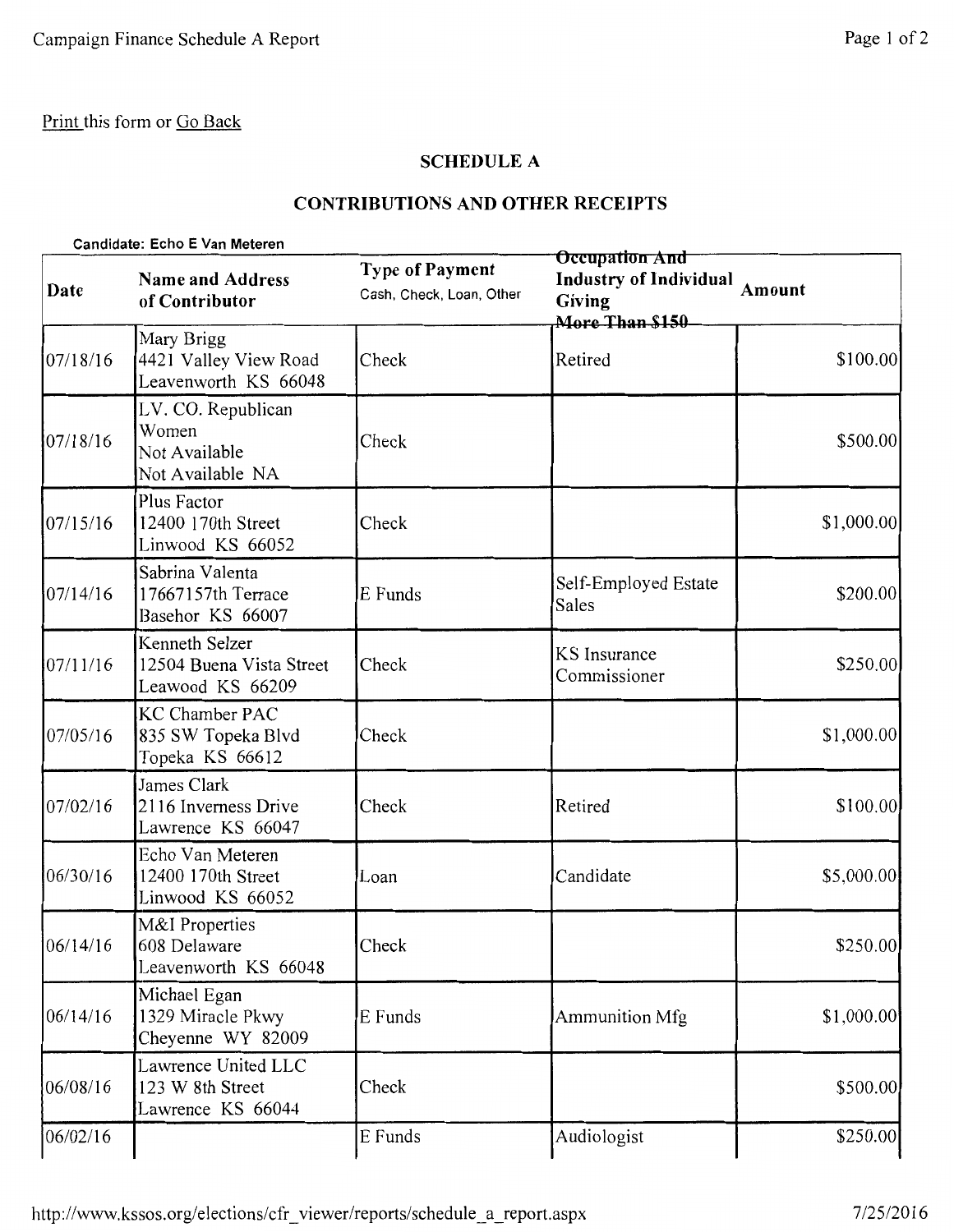Print this form or Go Back

## SCHEDULE A

## CONTRIBUTIONS AND OTHER RECEIPTS

**Candidate: Echo E Van Meteren**

| Date | Name and Address of Contributor | Type of Payment Cash, Check, Loan, Other | Occupation And Industry of Individual Giving More Than $150 | Amount |
|---|---|---|---|---|
| 07/18/16 | Mary Brigg<br>4421 Valley View Road<br>Leavenworth KS 66048 | Check | Retired | $100.00 |
| 07/18/16 | LV. CO. Republican Women<br>Not Available<br>Not Available NA | Check | | $500.00 |
| 07/15/16 | Plus Factor<br>12400 170th Street<br>Linwood KS 66052 | Check | | $1,000.00 |
| 07/14/16 | Sabrina Valenta<br>17667157th Terrace<br>Basehor KS 66007 | E Funds | Self-Employed Estate Sales | $200.00 |
| 07/11/16 | Kenneth Selzer<br>12504 Buena Vista Street<br>Leawood KS 66209 | Check | KS Insurance Commissioner | $250.00 |
| 07/05/16 | KC Chamber PAC<br>835 SW Topeka Blvd<br>Topeka KS 66612 | Check | | $1,000.00 |
| 07/02/16 | James Clark<br>2116 Inverness Drive<br>Lawrence KS 66047 | Check | Retired | $100.00 |
| 06/30/16 | Echo Van Meteren<br>12400 170th Street<br>Linwood KS 66052 | Loan | Candidate | $5,000.00 |
| 06/14/16 | M&I Properties<br>608 Delaware<br>Leavenworth KS 66048 | Check | | $250.00 |
| 06/14/16 | Michael Egan<br>1329 Miracle Pkwy<br>Cheyenne WY 82009 | E Funds | Ammunition Mfg | $1,000.00 |
| 06/08/16 | Lawrence United LLC<br>123 W 8th Street<br>Lawrence KS 66044 | Check | | $500.00 |
| 06/02/16 | | E Funds | Audiologist | $250.00 |

http://www.kssos.org/elections/cfr_viewer/reports/schedule_a_report.aspx 7/25/2016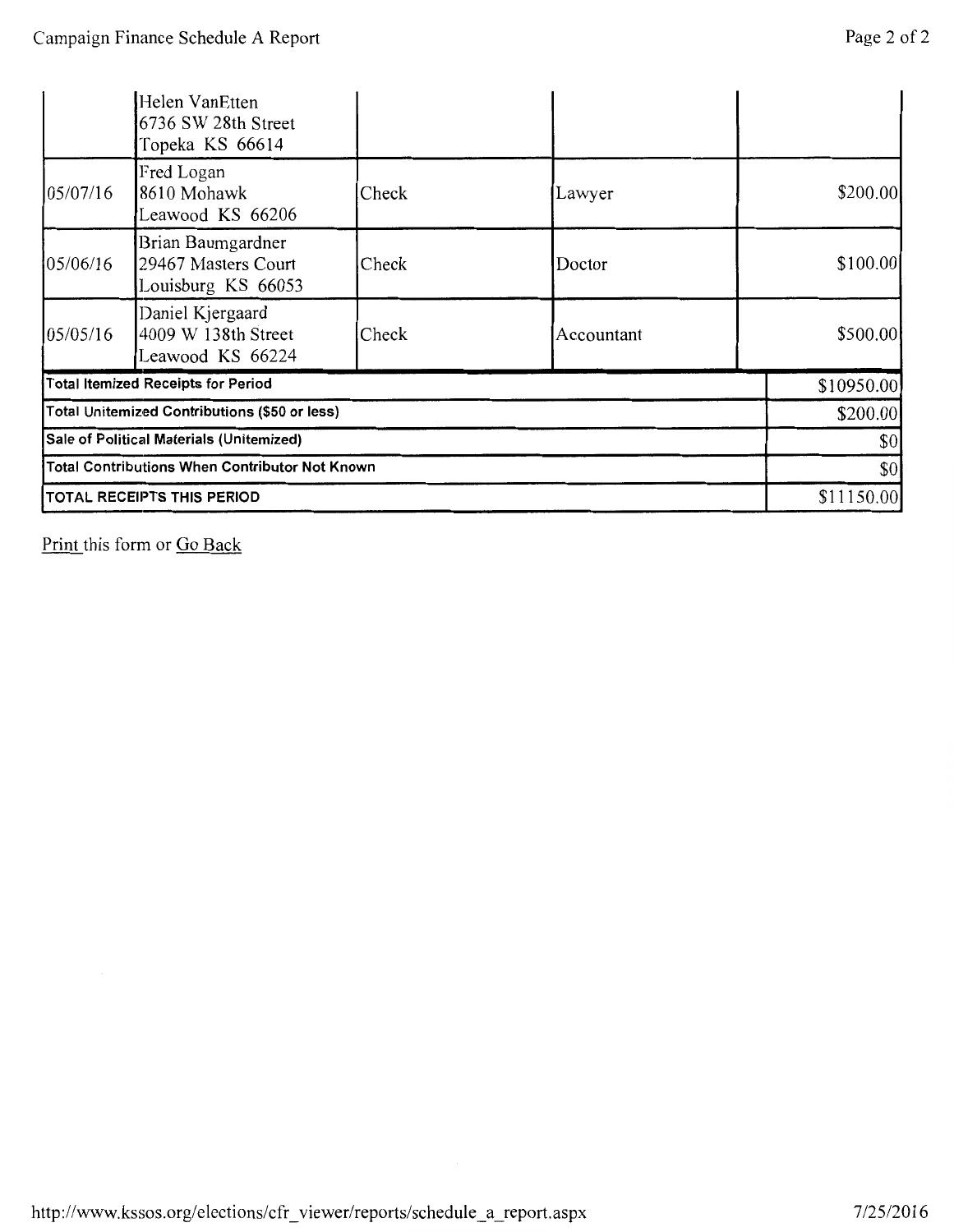|  | Helen VanEtten<br>6736 SW 28th Street<br>Topeka KS 66614 |  |  |  |
|---|---|---|---|---|
| 05/07/16 | Fred Logan<br>8610 Mohawk<br>Leawood KS 66206 | Check | Lawyer | \$200.00 |
| 05/06/16 | Brian Baumgardner<br>29467 Masters Court<br>Louisburg KS 66053 | Check | Doctor | \$100.00 |
| 05/05/16 | Daniel Kjergaard<br>4009 W 138th Street<br>Leawood KS 66224 | Check | Accountant | \$500.00 |
| **Total Itemized Receipts for Period** |  |  |  | \$10950.00 |
| **Total Unitemized Contributions (\$50 or less)** |  |  |  | \$200.00 |
| **Sale of Political Materials (Unitemized)** |  |  |  | \$0 |
| **Total Contributions When Contributor Not Known** |  |  |  | \$0 |
| **TOTAL RECEIPTS THIS PERIOD** |  |  |  | \$11150.00 |

Print this form or Go Back

http://www.kssos.org/elections/cfr_viewer/reports/schedule_a_report.aspx 7/25/2016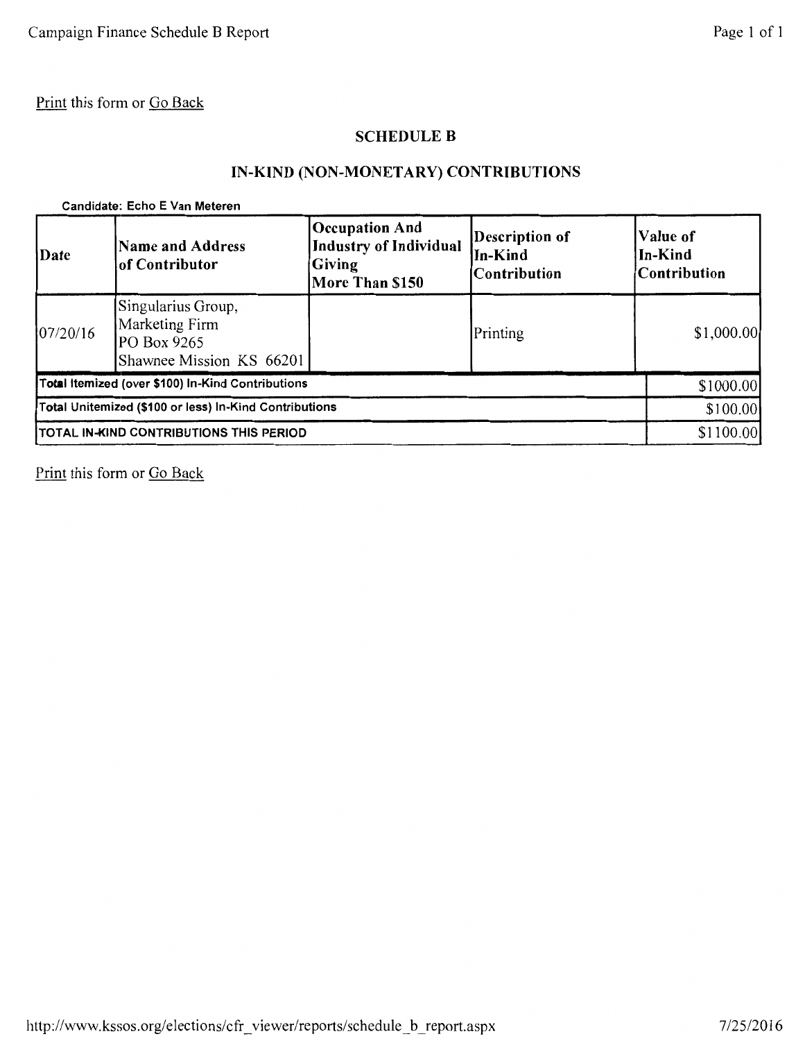Print this form or Go Back

## SCHEDULE B

## IN-KIND (NON-MONETARY) CONTRIBUTIONS

**Candidate: Echo E Van Meteren**

| Date | Name and Address of Contributor | Occupation And Industry of Individual Giving More Than $150 | Description of In-Kind Contribution | Value of In-Kind Contribution |
|---|---|---|---|---|
| 07/20/16 | Singularius Group, Marketing Firm PO Box 9265 Shawnee Mission KS 66201 | | Printing | $1,000.00 |
| **Total Itemized (over $100) In-Kind Contributions** | | | | $1000.00 |
| **Total Unitemized ($100 or less) In-Kind Contributions** | | | | $100.00 |
| **TOTAL IN-KIND CONTRIBUTIONS THIS PERIOD** | | | | $1100.00 |

Print this form or Go Back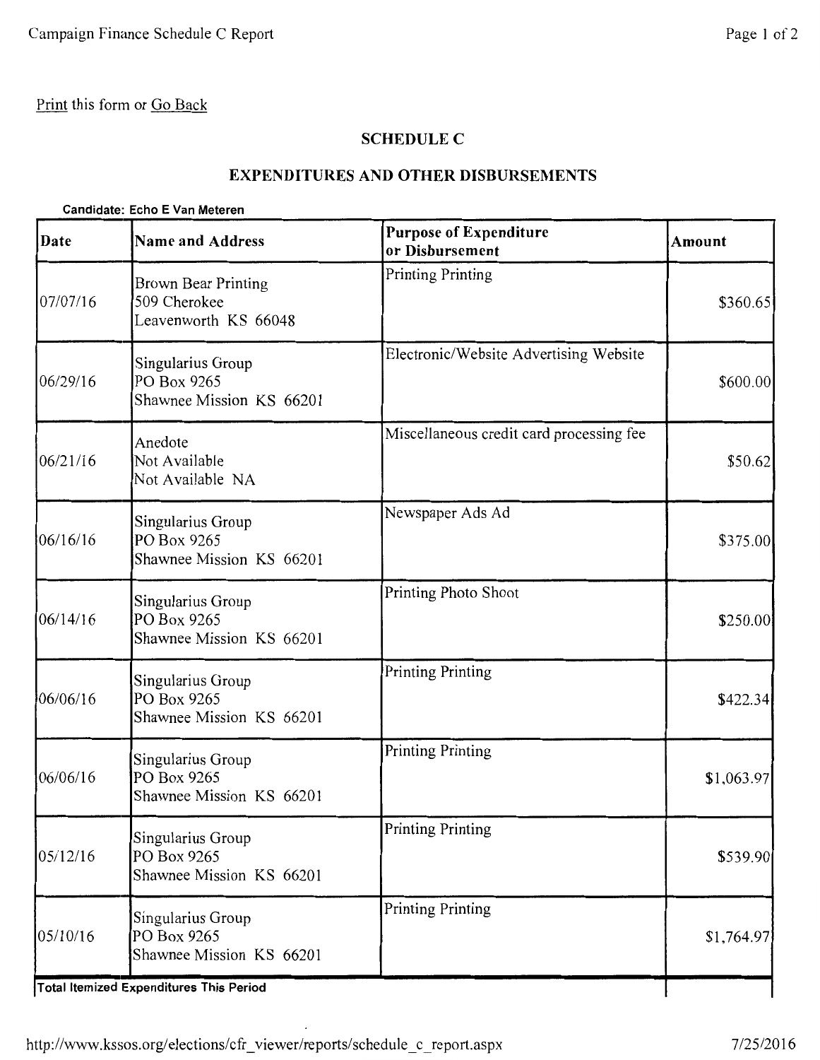Print this form or Go Back

## SCHEDULE C

## EXPENDITURES AND OTHER DISBURSEMENTS

**Candidate: Echo E Van Meteren**

| Date | Name and Address | Purpose of Expenditure or Disbursement | Amount |
|---|---|---|---|
| 07/07/16 | Brown Bear Printing<br>509 Cherokee<br>Leavenworth KS 66048 | Printing Printing | $360.65 |
| 06/29/16 | Singularius Group<br>PO Box 9265<br>Shawnee Mission KS 66201 | Electronic/Website Advertising Website | $600.00 |
| 06/21/16 | Anedote<br>Not Available<br>Not Available NA | Miscellaneous credit card processing fee | $50.62 |
| 06/16/16 | Singularius Group<br>PO Box 9265<br>Shawnee Mission KS 66201 | Newspaper Ads Ad | $375.00 |
| 06/14/16 | Singularius Group<br>PO Box 9265<br>Shawnee Mission KS 66201 | Printing Photo Shoot | $250.00 |
| 06/06/16 | Singularius Group<br>PO Box 9265<br>Shawnee Mission KS 66201 | Printing Printing | $422.34 |
| 06/06/16 | Singularius Group<br>PO Box 9265<br>Shawnee Mission KS 66201 | Printing Printing | $1,063.97 |
| 05/12/16 | Singularius Group<br>PO Box 9265<br>Shawnee Mission KS 66201 | Printing Printing | $539.90 |
| 05/10/16 | Singularius Group<br>PO Box 9265<br>Shawnee Mission KS 66201 | Printing Printing | $1,764.97 |
| **Total Itemized Expenditures This Period** | | | |

http://www.kssos.org/elections/cfr_viewer/reports/schedule_c_report.aspx 7/25/2016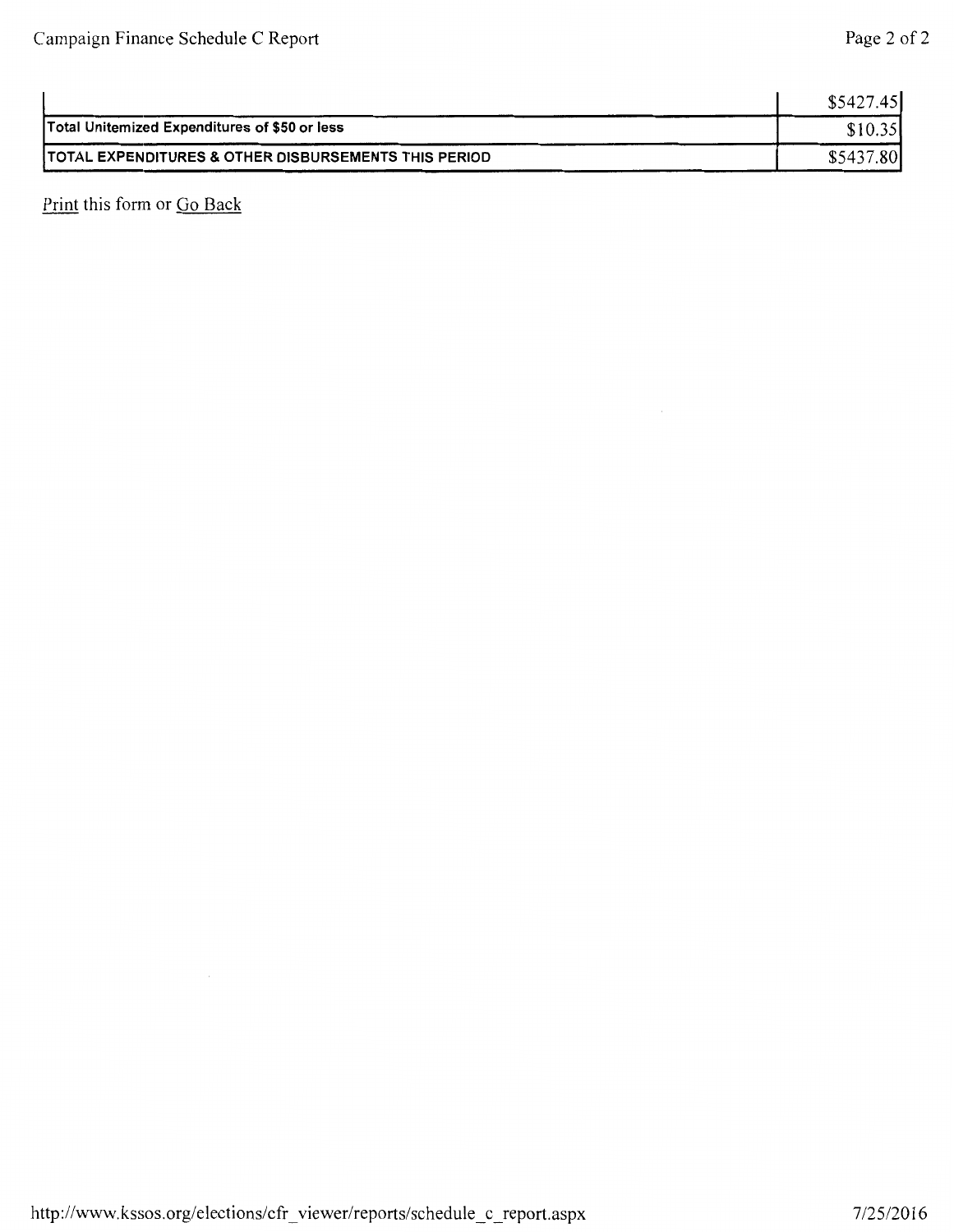| | |
|---|---|
| | $5427.45 |
| **Total Unitemized Expenditures of $50 or less** | $10.35 |
| **TOTAL EXPENDITURES & OTHER DISBURSEMENTS THIS PERIOD** | $5437.80 |

Print this form or Go Back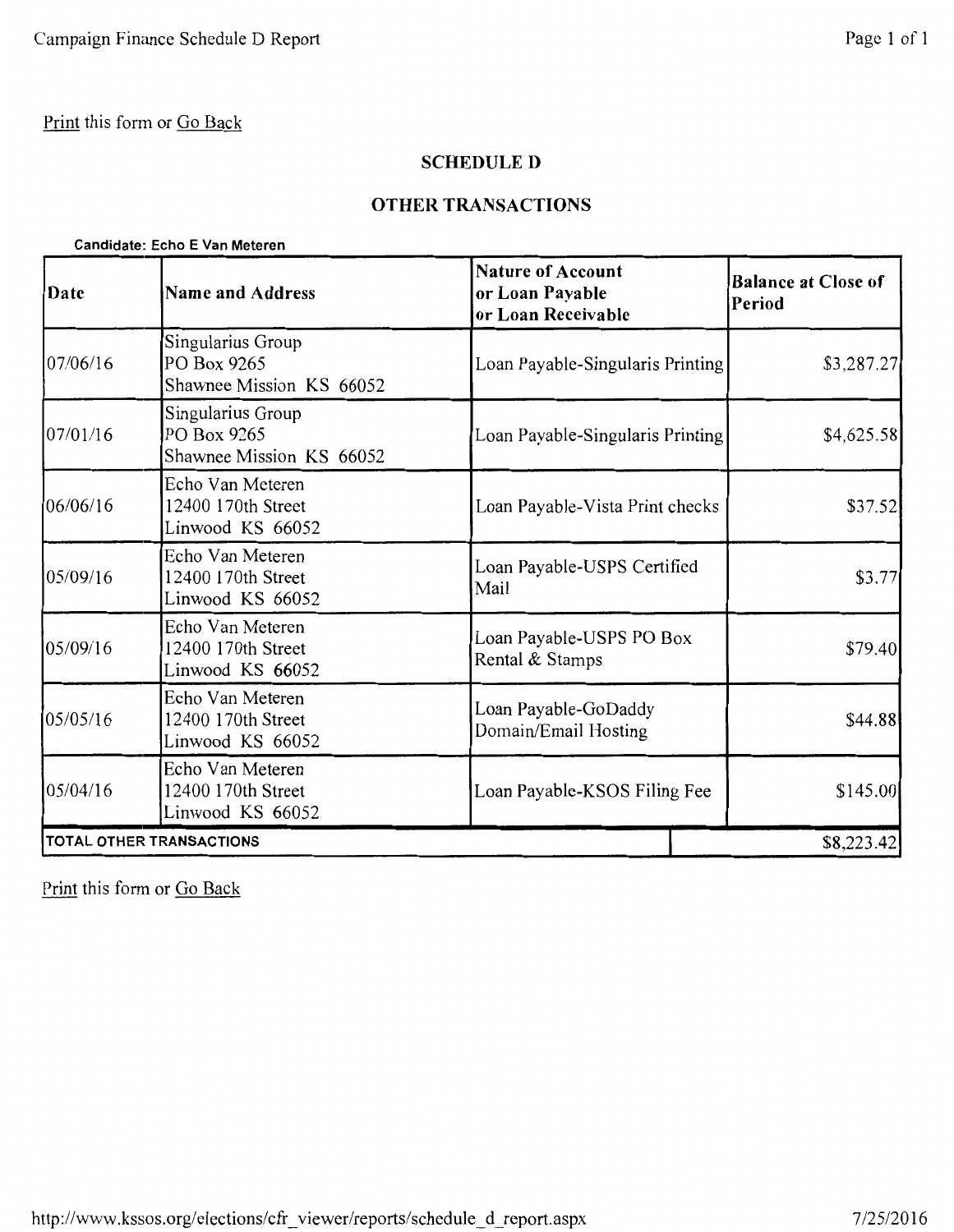Print this form or Go Back

## SCHEDULE D

## OTHER TRANSACTIONS

**Candidate: Echo E Van Meteren**

| Date | Name and Address | Nature of Account or Loan Payable or Loan Receivable | Balance at Close of Period |
|---|---|---|---|
| 07/06/16 | Singularius Group<br>PO Box 9265<br>Shawnee Mission KS 66052 | Loan Payable-Singularis Printing | $3,287.27 |
| 07/01/16 | Singularius Group<br>PO Box 9265<br>Shawnee Mission KS 66052 | Loan Payable-Singularis Printing | $4,625.58 |
| 06/06/16 | Echo Van Meteren<br>12400 170th Street<br>Linwood KS 66052 | Loan Payable-Vista Print checks | $37.52 |
| 05/09/16 | Echo Van Meteren<br>12400 170th Street<br>Linwood KS 66052 | Loan Payable-USPS Certified Mail | $3.77 |
| 05/09/16 | Echo Van Meteren<br>12400 170th Street<br>Linwood KS 66052 | Loan Payable-USPS PO Box Rental & Stamps | $79.40 |
| 05/05/16 | Echo Van Meteren<br>12400 170th Street<br>Linwood KS 66052 | Loan Payable-GoDaddy Domain/Email Hosting | $44.88 |
| 05/04/16 | Echo Van Meteren<br>12400 170th Street<br>Linwood KS 66052 | Loan Payable-KSOS Filing Fee | $145.00 |
| **TOTAL OTHER TRANSACTIONS** | | | $8,223.42 |

Print this form or Go Back